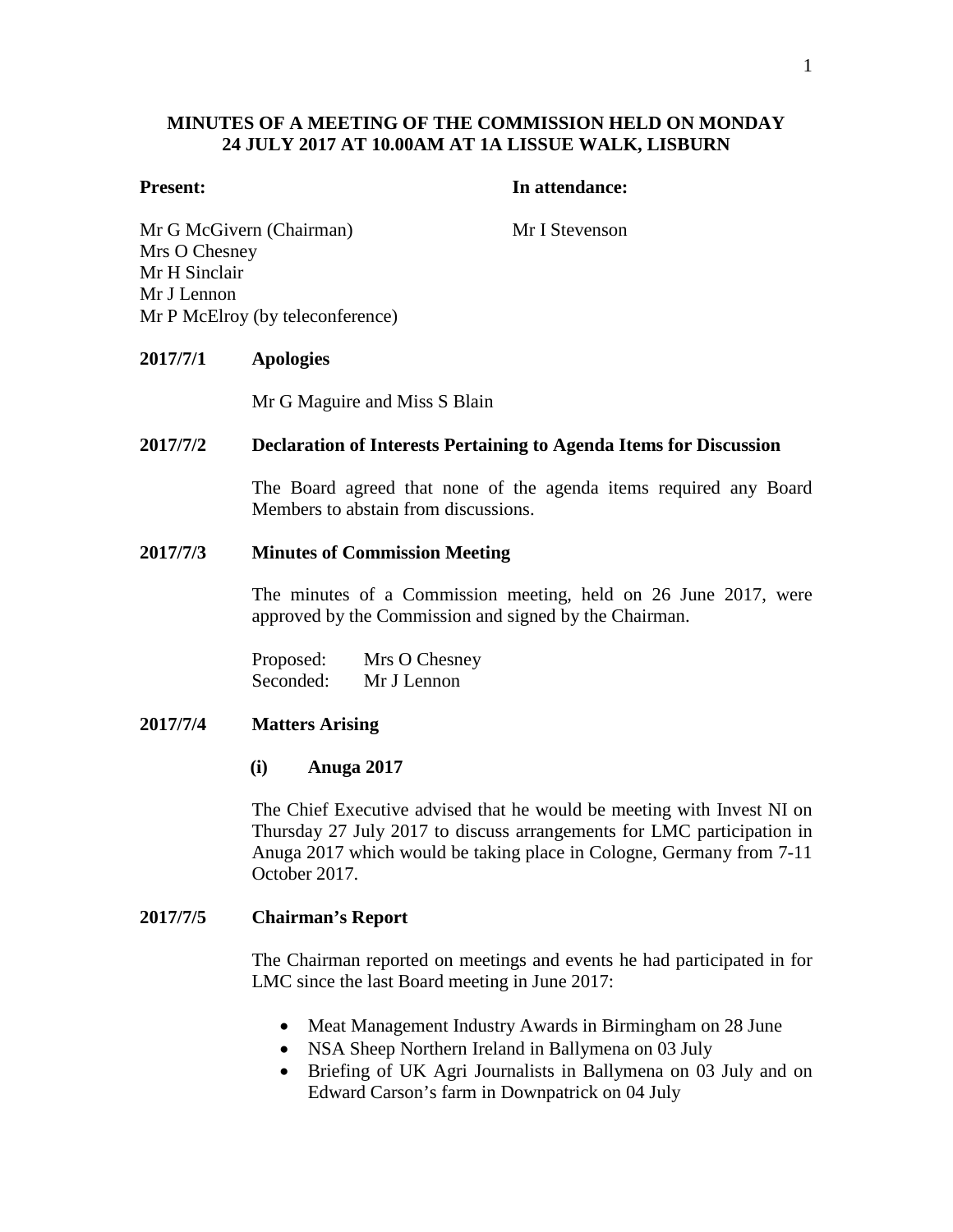# MINUTES OF A MEETING OF THE COMMISSION HELD ON MONDAY 24 JULY 2017 AT 10.00AM AT 1A LISSUE WALK, LISBURN

| **Present:** | **In attendance:** |
|---|---|
| Mr G McGivern (Chairman) | Mr I Stevenson |
| Mrs O Chesney | |
| Mr H Sinclair | |
| Mr J Lennon | |
| Mr P McElroy (by teleconference) | |

## 2017/7/1 Apologies

Mr G Maguire and Miss S Blain

## 2017/7/2 Declaration of Interests Pertaining to Agenda Items for Discussion

The Board agreed that none of the agenda items required any Board Members to abstain from discussions.

## 2017/7/3 Minutes of Commission Meeting

The minutes of a Commission meeting, held on 26 June 2017, were approved by the Commission and signed by the Chairman.

Proposed: Mrs O Chesney
Seconded: Mr J Lennon

## 2017/7/4 Matters Arising

### (i) Anuga 2017

The Chief Executive advised that he would be meeting with Invest NI on Thursday 27 July 2017 to discuss arrangements for LMC participation in Anuga 2017 which would be taking place in Cologne, Germany from 7-11 October 2017.

## 2017/7/5 Chairman's Report

The Chairman reported on meetings and events he had participated in for LMC since the last Board meeting in June 2017:

- Meat Management Industry Awards in Birmingham on 28 June
- NSA Sheep Northern Ireland in Ballymena on 03 July
- Briefing of UK Agri Journalists in Ballymena on 03 July and on Edward Carson's farm in Downpatrick on 04 July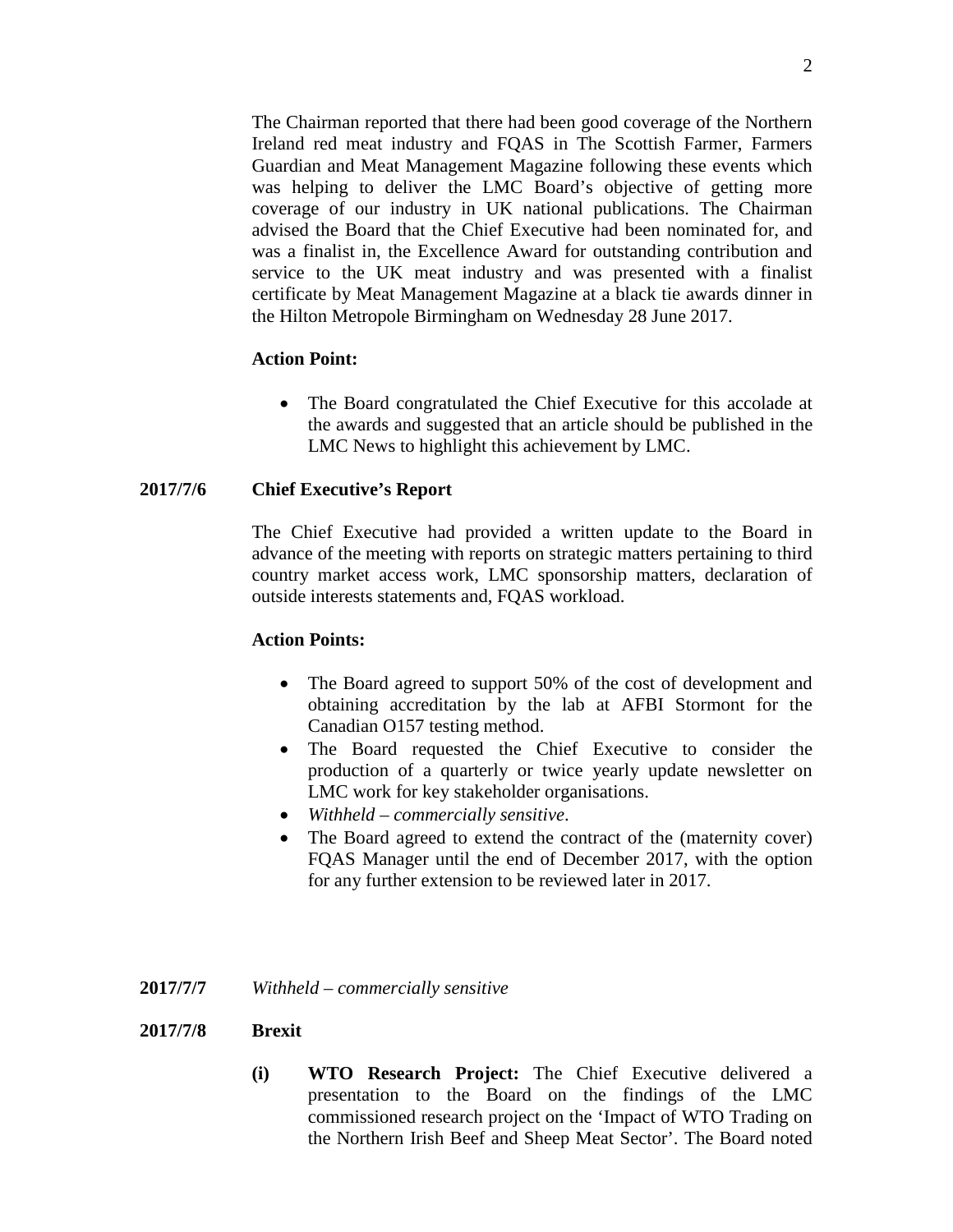The Chairman reported that there had been good coverage of the Northern Ireland red meat industry and FQAS in The Scottish Farmer, Farmers Guardian and Meat Management Magazine following these events which was helping to deliver the LMC Board's objective of getting more coverage of our industry in UK national publications. The Chairman advised the Board that the Chief Executive had been nominated for, and was a finalist in, the Excellence Award for outstanding contribution and service to the UK meat industry and was presented with a finalist certificate by Meat Management Magazine at a black tie awards dinner in the Hilton Metropole Birmingham on Wednesday 28 June 2017.

**Action Point:**

- The Board congratulated the Chief Executive for this accolade at the awards and suggested that an article should be published in the LMC News to highlight this achievement by LMC.

**2017/7/6 Chief Executive's Report**

The Chief Executive had provided a written update to the Board in advance of the meeting with reports on strategic matters pertaining to third country market access work, LMC sponsorship matters, declaration of outside interests statements and, FQAS workload.

**Action Points:**

- The Board agreed to support 50% of the cost of development and obtaining accreditation by the lab at AFBI Stormont for the Canadian O157 testing method.
- The Board requested the Chief Executive to consider the production of a quarterly or twice yearly update newsletter on LMC work for key stakeholder organisations.
- *Withheld – commercially sensitive*.
- The Board agreed to extend the contract of the (maternity cover) FQAS Manager until the end of December 2017, with the option for any further extension to be reviewed later in 2017.

**2017/7/7** *Withheld – commercially sensitive*

**2017/7/8 Brexit**

**(i) WTO Research Project:** The Chief Executive delivered a presentation to the Board on the findings of the LMC commissioned research project on the 'Impact of WTO Trading on the Northern Irish Beef and Sheep Meat Sector'. The Board noted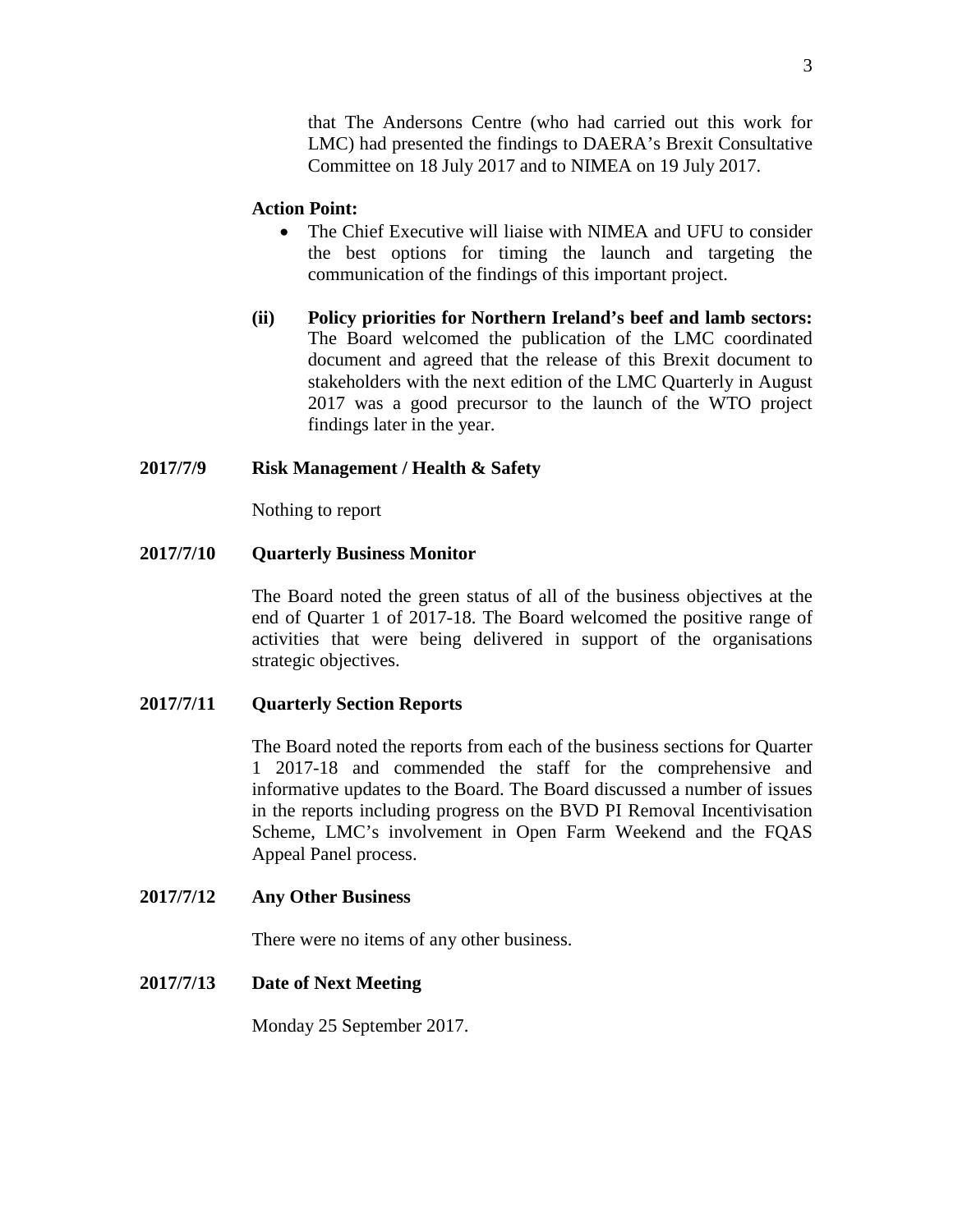that The Andersons Centre (who had carried out this work for LMC) had presented the findings to DAERA's Brexit Consultative Committee on 18 July 2017 and to NIMEA on 19 July 2017.

**Action Point:**

- The Chief Executive will liaise with NIMEA and UFU to consider the best options for timing the launch and targeting the communication of the findings of this important project.

**(ii) Policy priorities for Northern Ireland's beef and lamb sectors:** The Board welcomed the publication of the LMC coordinated document and agreed that the release of this Brexit document to stakeholders with the next edition of the LMC Quarterly in August 2017 was a good precursor to the launch of the WTO project findings later in the year.

**2017/7/9 Risk Management / Health & Safety**

Nothing to report

**2017/7/10 Quarterly Business Monitor**

The Board noted the green status of all of the business objectives at the end of Quarter 1 of 2017-18. The Board welcomed the positive range of activities that were being delivered in support of the organisations strategic objectives.

**2017/7/11 Quarterly Section Reports**

The Board noted the reports from each of the business sections for Quarter 1 2017-18 and commended the staff for the comprehensive and informative updates to the Board. The Board discussed a number of issues in the reports including progress on the BVD PI Removal Incentivisation Scheme, LMC's involvement in Open Farm Weekend and the FQAS Appeal Panel process.

**2017/7/12 Any Other Business**

There were no items of any other business.

**2017/7/13 Date of Next Meeting**

Monday 25 September 2017.